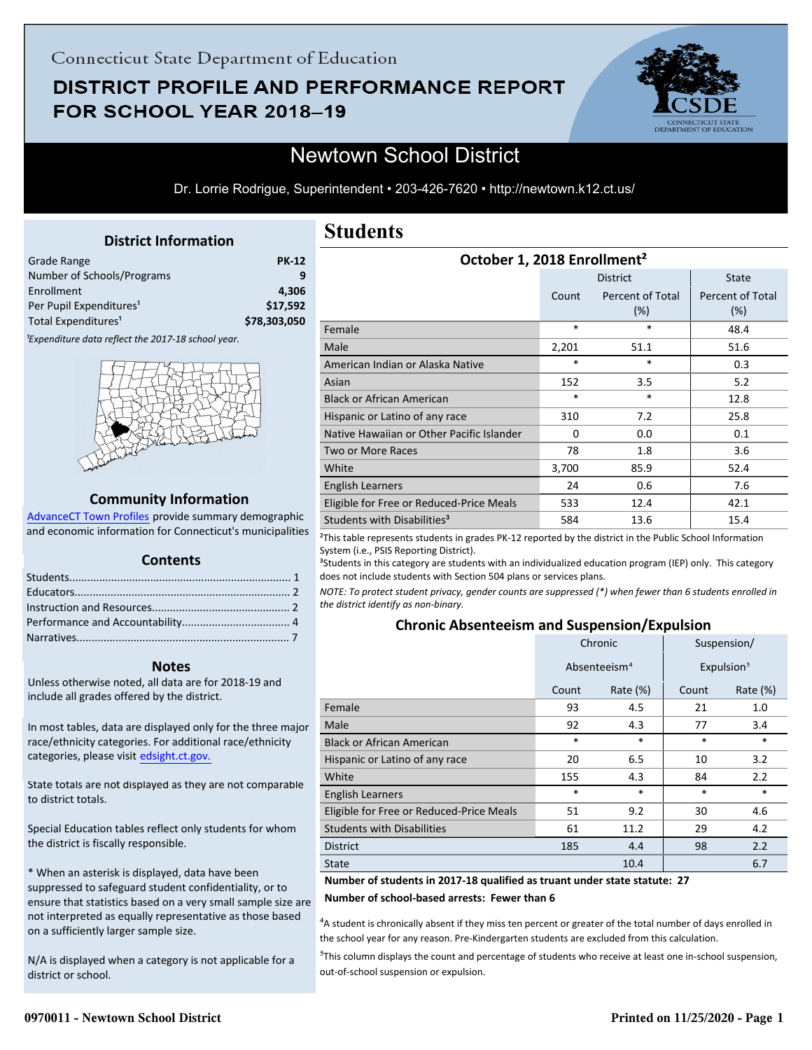Connecticut State Department of Education

# DISTRICT PROFILE AND PERFORMANCE REPORT FOR SCHOOL YEAR 2018–19

## Newtown School District

Dr. Lorrie Rodrigue, Superintendent • 203-426-7620 • http://newtown.k12.ct.us/

### District Information

| | |
|---|---|
| Grade Range | PK-12 |
| Number of Schools/Programs | 9 |
| Enrollment | 4,306 |
| Per Pupil Expenditures[1] | $17,592 |
| Total Expenditures[1] | $78,303,050 |

*[1]Expenditure data reflect the 2017-18 school year.*

### Community Information

AdvanceCT Town Profiles provide summary demographic and economic information for Connecticut's municipalities

### Contents

- Students........................................................................ 1
- Educators....................................................................... 2
- Instruction and Resources............................................. 2
- Performance and Accountability.................................... 4
- Narratives...................................................................... 7

### Notes

Unless otherwise noted, all data are for 2018-19 and include all grades offered by the district.

In most tables, data are displayed only for the three major race/ethnicity categories. For additional race/ethnicity categories, please visit edsight.ct.gov.

State totals are not displayed as they are not comparable to district totals.

Special Education tables reflect only students for whom the district is fiscally responsible.

* When an asterisk is displayed, data have been suppressed to safeguard student confidentiality, or to ensure that statistics based on a very small sample size are not interpreted as equally representative as those based on a sufficiently larger sample size.

N/A is displayed when a category is not applicable for a district or school.

# Students

### October 1, 2018 Enrollment[2]

| | District | | State |
|---|---|---|---|
| | Count | Percent of Total (%) | Percent of Total (%) |
| Female | * | * | 48.4 |
| Male | 2,201 | 51.1 | 51.6 |
| American Indian or Alaska Native | * | * | 0.3 |
| Asian | 152 | 3.5 | 5.2 |
| Black or African American | * | * | 12.8 |
| Hispanic or Latino of any race | 310 | 7.2 | 25.8 |
| Native Hawaiian or Other Pacific Islander | 0 | 0.0 | 0.1 |
| Two or More Races | 78 | 1.8 | 3.6 |
| White | 3,700 | 85.9 | 52.4 |
| English Learners | 24 | 0.6 | 7.6 |
| Eligible for Free or Reduced-Price Meals | 533 | 12.4 | 42.1 |
| Students with Disabilities[3] | 584 | 13.6 | 15.4 |

[2]This table represents students in grades PK-12 reported by the district in the Public School Information System (i.e., PSIS Reporting District).

[3]Students in this category are students with an individualized education program (IEP) only. This category does not include students with Section 504 plans or services plans.

*NOTE: To protect student privacy, gender counts are suppressed (*) when fewer than 6 students enrolled in the district identify as non-binary.*

### Chronic Absenteeism and Suspension/Expulsion

| | Chronic Absenteeism[4] | | Suspension/ Expulsion[5] | |
|---|---|---|---|---|
| | Count | Rate (%) | Count | Rate (%) |
| Female | 93 | 4.5 | 21 | 1.0 |
| Male | 92 | 4.3 | 77 | 3.4 |
| Black or African American | * | * | * | * |
| Hispanic or Latino of any race | 20 | 6.5 | 10 | 3.2 |
| White | 155 | 4.3 | 84 | 2.2 |
| English Learners | * | * | * | * |
| Eligible for Free or Reduced-Price Meals | 51 | 9.2 | 30 | 4.6 |
| Students with Disabilities | 61 | 11.2 | 29 | 4.2 |
| District | 185 | 4.4 | 98 | 2.2 |
| State | | 10.4 | | 6.7 |

**Number of students in 2017-18 qualified as truant under state statute: 27**

**Number of school-based arrests: Fewer than 6**

[4]A student is chronically absent if they miss ten percent or greater of the total number of days enrolled in the school year for any reason. Pre-Kindergarten students are excluded from this calculation.

[5]This column displays the count and percentage of students who receive at least one in-school suspension, out-of-school suspension or expulsion.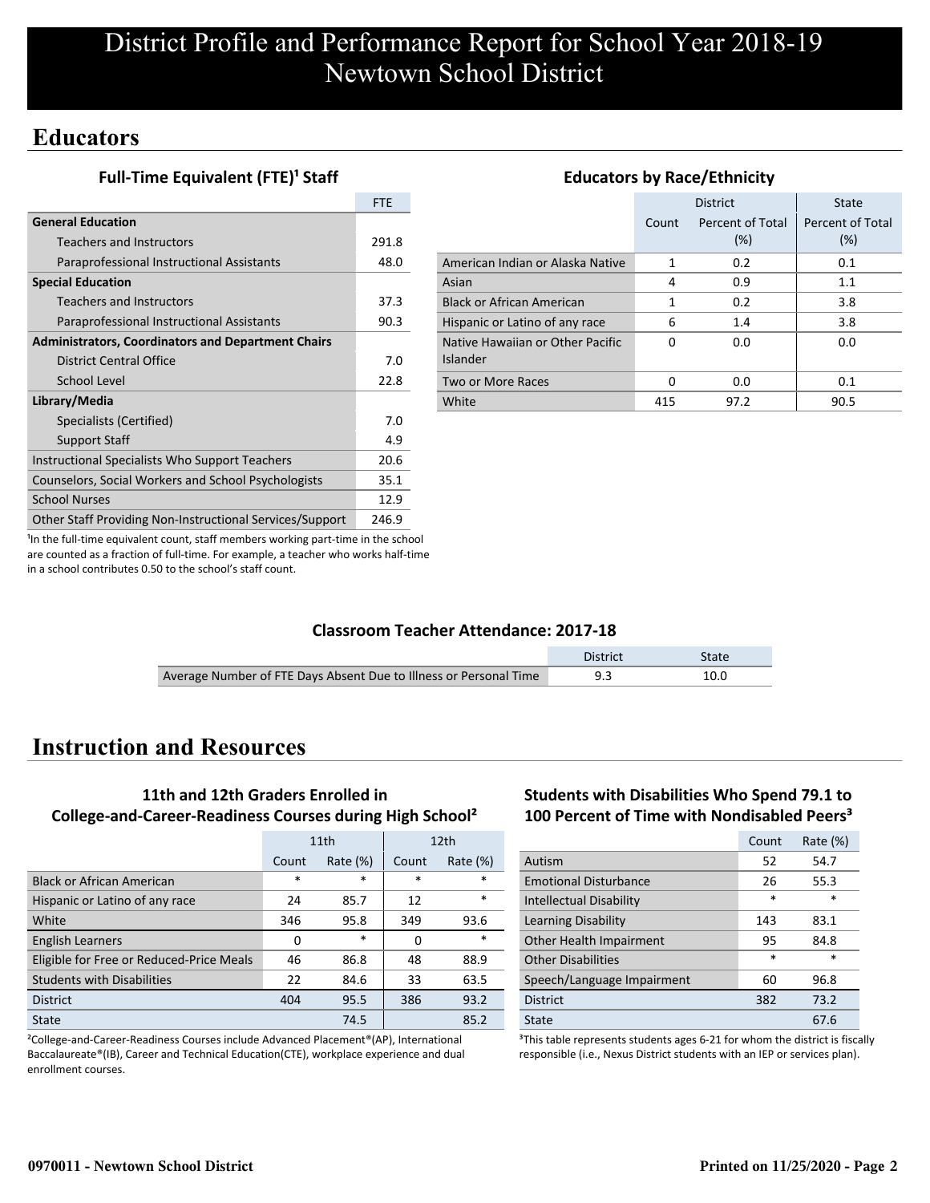// District Profile and Performance Report for School Year 2018-19
Newtown School District

## Educators

### Full-Time Equivalent (FTE)[1] Staff

| | FTE |
|---|---|
| **General Education** | |
| Teachers and Instructors | 291.8 |
| Paraprofessional Instructional Assistants | 48.0 |
| **Special Education** | |
| Teachers and Instructors | 37.3 |
| Paraprofessional Instructional Assistants | 90.3 |
| **Administrators, Coordinators and Department Chairs** | |
| District Central Office | 7.0 |
| School Level | 22.8 |
| **Library/Media** | |
| Specialists (Certified) | 7.0 |
| Support Staff | 4.9 |
| Instructional Specialists Who Support Teachers | 20.6 |
| Counselors, Social Workers and School Psychologists | 35.1 |
| School Nurses | 12.9 |
| Other Staff Providing Non-Instructional Services/Support | 246.9 |

[1]In the full-time equivalent count, staff members working part-time in the school are counted as a fraction of full-time. For example, a teacher who works half-time in a school contributes 0.50 to the school's staff count.

### Educators by Race/Ethnicity

| | District | | State |
|---|---|---|---|
| | Count | Percent of Total (%) | Percent of Total (%) |
| American Indian or Alaska Native | 1 | 0.2 | 0.1 |
| Asian | 4 | 0.9 | 1.1 |
| Black or African American | 1 | 0.2 | 3.8 |
| Hispanic or Latino of any race | 6 | 1.4 | 3.8 |
| Native Hawaiian or Other Pacific Islander | 0 | 0.0 | 0.0 |
| Two or More Races | 0 | 0.0 | 0.1 |
| White | 415 | 97.2 | 90.5 |

### Classroom Teacher Attendance: 2017-18

| | District | State |
|---|---|---|
| Average Number of FTE Days Absent Due to Illness or Personal Time | 9.3 | 10.0 |

## Instruction and Resources

### 11th and 12th Graders Enrolled in College-and-Career-Readiness Courses during High School[2]

| | 11th | | 12th | |
|---|---|---|---|---|
| | Count | Rate (%) | Count | Rate (%) |
| Black or African American | * | * | * | * |
| Hispanic or Latino of any race | 24 | 85.7 | 12 | * |
| White | 346 | 95.8 | 349 | 93.6 |
| English Learners | 0 | * | 0 | * |
| Eligible for Free or Reduced-Price Meals | 46 | 86.8 | 48 | 88.9 |
| Students with Disabilities | 22 | 84.6 | 33 | 63.5 |
| District | 404 | 95.5 | 386 | 93.2 |
| State | | 74.5 | | 85.2 |

[2]College-and-Career-Readiness Courses include Advanced Placement®(AP), International Baccalaureate®(IB), Career and Technical Education(CTE), workplace experience and dual enrollment courses.

### Students with Disabilities Who Spend 79.1 to 100 Percent of Time with Nondisabled Peers[3]

| | Count | Rate (%) |
|---|---|---|
| Autism | 52 | 54.7 |
| Emotional Disturbance | 26 | 55.3 |
| Intellectual Disability | * | * |
| Learning Disability | 143 | 83.1 |
| Other Health Impairment | 95 | 84.8 |
| Other Disabilities | * | * |
| Speech/Language Impairment | 60 | 96.8 |
| District | 382 | 73.2 |
| State | | 67.6 |

[3]This table represents students ages 6-21 for whom the district is fiscally responsible (i.e., Nexus District students with an IEP or services plan).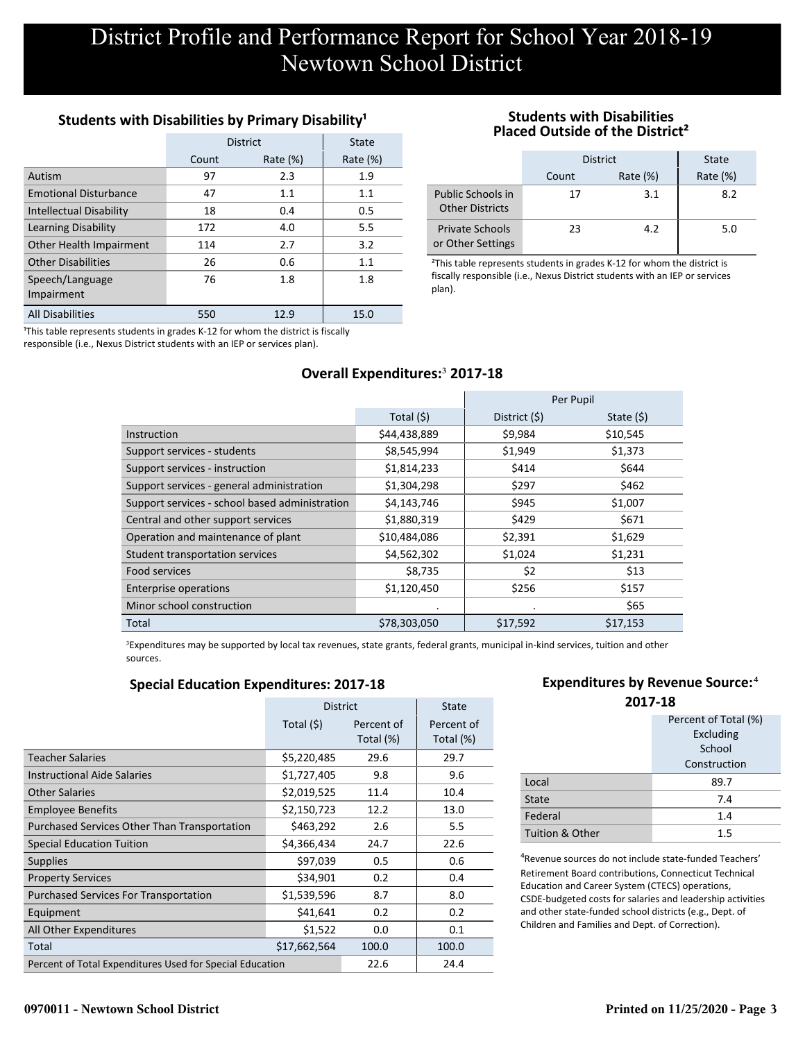# District Profile and Performance Report for School Year 2018-19
# Newtown School District

### Students with Disabilities by Primary Disability[1]

| | District | | State |
|---|---|---|---|
| | Count | Rate (%) | Rate (%) |
| Autism | 97 | 2.3 | 1.9 |
| Emotional Disturbance | 47 | 1.1 | 1.1 |
| Intellectual Disability | 18 | 0.4 | 0.5 |
| Learning Disability | 172 | 4.0 | 5.5 |
| Other Health Impairment | 114 | 2.7 | 3.2 |
| Other Disabilities | 26 | 0.6 | 1.1 |
| Speech/Language Impairment | 76 | 1.8 | 1.8 |
| All Disabilities | 550 | 12.9 | 15.0 |

[1]This table represents students in grades K-12 for whom the district is fiscally responsible (i.e., Nexus District students with an IEP or services plan).

### Students with Disabilities Placed Outside of the District[2]

| | District | | State |
|---|---|---|---|
| | Count | Rate (%) | Rate (%) |
| Public Schools in Other Districts | 17 | 3.1 | 8.2 |
| Private Schools or Other Settings | 23 | 4.2 | 5.0 |

[2]This table represents students in grades K-12 for whom the district is fiscally responsible (i.e., Nexus District students with an IEP or services plan).

### Overall Expenditures:[3] 2017-18

| | | Per Pupil | |
|---|---|---|---|
| | Total ($) | District ($) | State ($) |
| Instruction | $44,438,889 | $9,984 | $10,545 |
| Support services - students | $8,545,994 | $1,949 | $1,373 |
| Support services - instruction | $1,814,233 | $414 | $644 |
| Support services - general administration | $1,304,298 | $297 | $462 |
| Support services - school based administration | $4,143,746 | $945 | $1,007 |
| Central and other support services | $1,880,319 | $429 | $671 |
| Operation and maintenance of plant | $10,484,086 | $2,391 | $1,629 |
| Student transportation services | $4,562,302 | $1,024 | $1,231 |
| Food services | $8,735 | $2 | $13 |
| Enterprise operations | $1,120,450 | $256 | $157 |
| Minor school construction | . | . | $65 |
| Total | $78,303,050 | $17,592 | $17,153 |

[3]Expenditures may be supported by local tax revenues, state grants, federal grants, municipal in-kind services, tuition and other sources.

### Special Education Expenditures: 2017-18

| | District | | State |
|---|---|---|---|
| | Total ($) | Percent of Total (%) | Percent of Total (%) |
| Teacher Salaries | $5,220,485 | 29.6 | 29.7 |
| Instructional Aide Salaries | $1,727,405 | 9.8 | 9.6 |
| Other Salaries | $2,019,525 | 11.4 | 10.4 |
| Employee Benefits | $2,150,723 | 12.2 | 13.0 |
| Purchased Services Other Than Transportation | $463,292 | 2.6 | 5.5 |
| Special Education Tuition | $4,366,434 | 24.7 | 22.6 |
| Supplies | $97,039 | 0.5 | 0.6 |
| Property Services | $34,901 | 0.2 | 0.4 |
| Purchased Services For Transportation | $1,539,596 | 8.7 | 8.0 |
| Equipment | $41,641 | 0.2 | 0.2 |
| All Other Expenditures | $1,522 | 0.0 | 0.1 |
| Total | $17,662,564 | 100.0 | 100.0 |
| Percent of Total Expenditures Used for Special Education | | 22.6 | 24.4 |

### Expenditures by Revenue Source:[4] 2017-18

| | Percent of Total (%) Excluding School Construction |
|---|---|
| Local | 89.7 |
| State | 7.4 |
| Federal | 1.4 |
| Tuition & Other | 1.5 |

[4]Revenue sources do not include state-funded Teachers' Retirement Board contributions, Connecticut Technical Education and Career System (CTECS) operations, CSDE-budgeted costs for salaries and leadership activities and other state-funded school districts (e.g., Dept. of Children and Families and Dept. of Correction).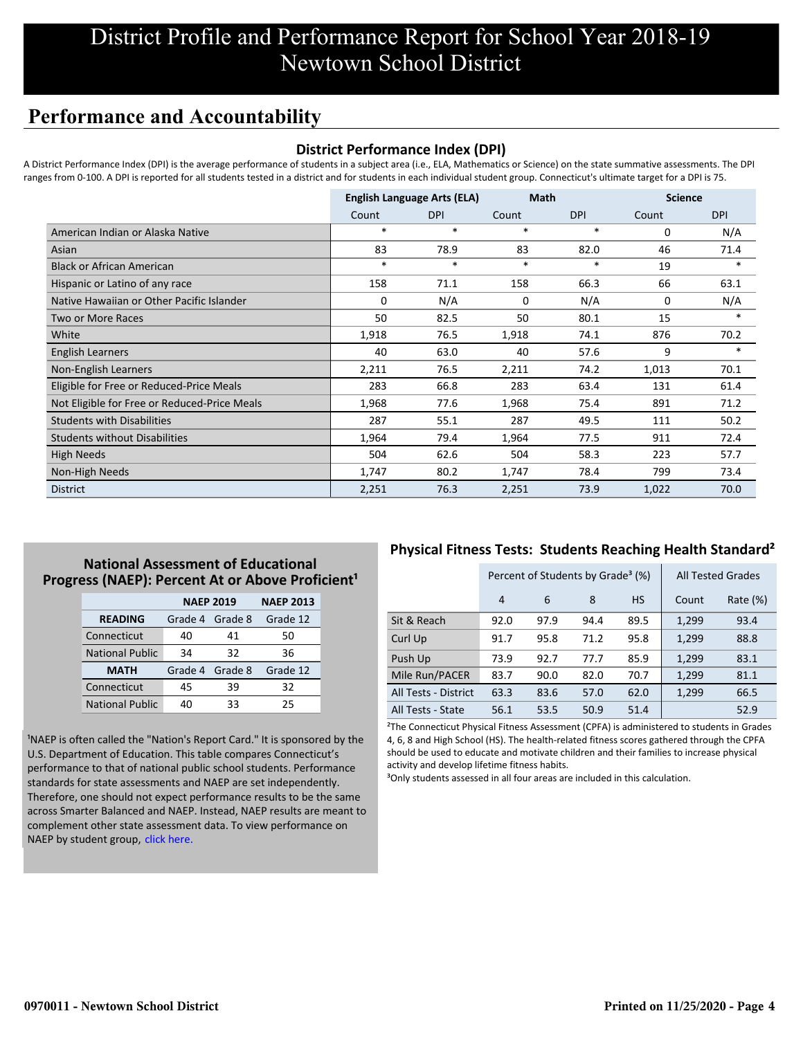# District Profile and Performance Report for School Year 2018-19
# Newtown School District

## Performance and Accountability

### District Performance Index (DPI)

A District Performance Index (DPI) is the average performance of students in a subject area (i.e., ELA, Mathematics or Science) on the state summative assessments. The DPI ranges from 0-100. A DPI is reported for all students tested in a district and for students in each individual student group. Connecticut's ultimate target for a DPI is 75.

| | English Language Arts (ELA) | | Math | | Science | |
|---|---|---|---|---|---|---|
| | Count | DPI | Count | DPI | Count | DPI |
| American Indian or Alaska Native | * | * | * | * | 0 | N/A |
| Asian | 83 | 78.9 | 83 | 82.0 | 46 | 71.4 |
| Black or African American | * | * | * | * | 19 | * |
| Hispanic or Latino of any race | 158 | 71.1 | 158 | 66.3 | 66 | 63.1 |
| Native Hawaiian or Other Pacific Islander | 0 | N/A | 0 | N/A | 0 | N/A |
| Two or More Races | 50 | 82.5 | 50 | 80.1 | 15 | * |
| White | 1,918 | 76.5 | 1,918 | 74.1 | 876 | 70.2 |
| English Learners | 40 | 63.0 | 40 | 57.6 | 9 | * |
| Non-English Learners | 2,211 | 76.5 | 2,211 | 74.2 | 1,013 | 70.1 |
| Eligible for Free or Reduced-Price Meals | 283 | 66.8 | 283 | 63.4 | 131 | 61.4 |
| Not Eligible for Free or Reduced-Price Meals | 1,968 | 77.6 | 1,968 | 75.4 | 891 | 71.2 |
| Students with Disabilities | 287 | 55.1 | 287 | 49.5 | 111 | 50.2 |
| Students without Disabilities | 1,964 | 79.4 | 1,964 | 77.5 | 911 | 72.4 |
| High Needs | 504 | 62.6 | 504 | 58.3 | 223 | 57.7 |
| Non-High Needs | 1,747 | 80.2 | 1,747 | 78.4 | 799 | 73.4 |
| District | 2,251 | 76.3 | 2,251 | 73.9 | 1,022 | 70.0 |

### National Assessment of Educational Progress (NAEP): Percent At or Above Proficient[1]

| | NAEP 2019 | | NAEP 2013 |
|---|---|---|---|
| **READING** | Grade 4 | Grade 8 | Grade 12 |
| Connecticut | 40 | 41 | 50 |
| National Public | 34 | 32 | 36 |
| **MATH** | Grade 4 | Grade 8 | Grade 12 |
| Connecticut | 45 | 39 | 32 |
| National Public | 40 | 33 | 25 |

[1]NAEP is often called the "Nation's Report Card." It is sponsored by the U.S. Department of Education. This table compares Connecticut's performance to that of national public school students. Performance standards for state assessments and NAEP are set independently. Therefore, one should not expect performance results to be the same across Smarter Balanced and NAEP. Instead, NAEP results are meant to complement other state assessment data. To view performance on NAEP by student group, click here.

### Physical Fitness Tests: Students Reaching Health Standard[2]

| | Percent of Students by Grade[3] (%) | | | | All Tested Grades | |
|---|---|---|---|---|---|---|
| | 4 | 6 | 8 | HS | Count | Rate (%) |
| Sit & Reach | 92.0 | 97.9 | 94.4 | 89.5 | 1,299 | 93.4 |
| Curl Up | 91.7 | 95.8 | 71.2 | 95.8 | 1,299 | 88.8 |
| Push Up | 73.9 | 92.7 | 77.7 | 85.9 | 1,299 | 83.1 |
| Mile Run/PACER | 83.7 | 90.0 | 82.0 | 70.7 | 1,299 | 81.1 |
| All Tests - District | 63.3 | 83.6 | 57.0 | 62.0 | 1,299 | 66.5 |
| All Tests - State | 56.1 | 53.5 | 50.9 | 51.4 | | 52.9 |

[2]The Connecticut Physical Fitness Assessment (CPFA) is administered to students in Grades 4, 6, 8 and High School (HS). The health-related fitness scores gathered through the CPFA should be used to educate and motivate children and their families to increase physical activity and develop lifetime fitness habits.

[3]Only students assessed in all four areas are included in this calculation.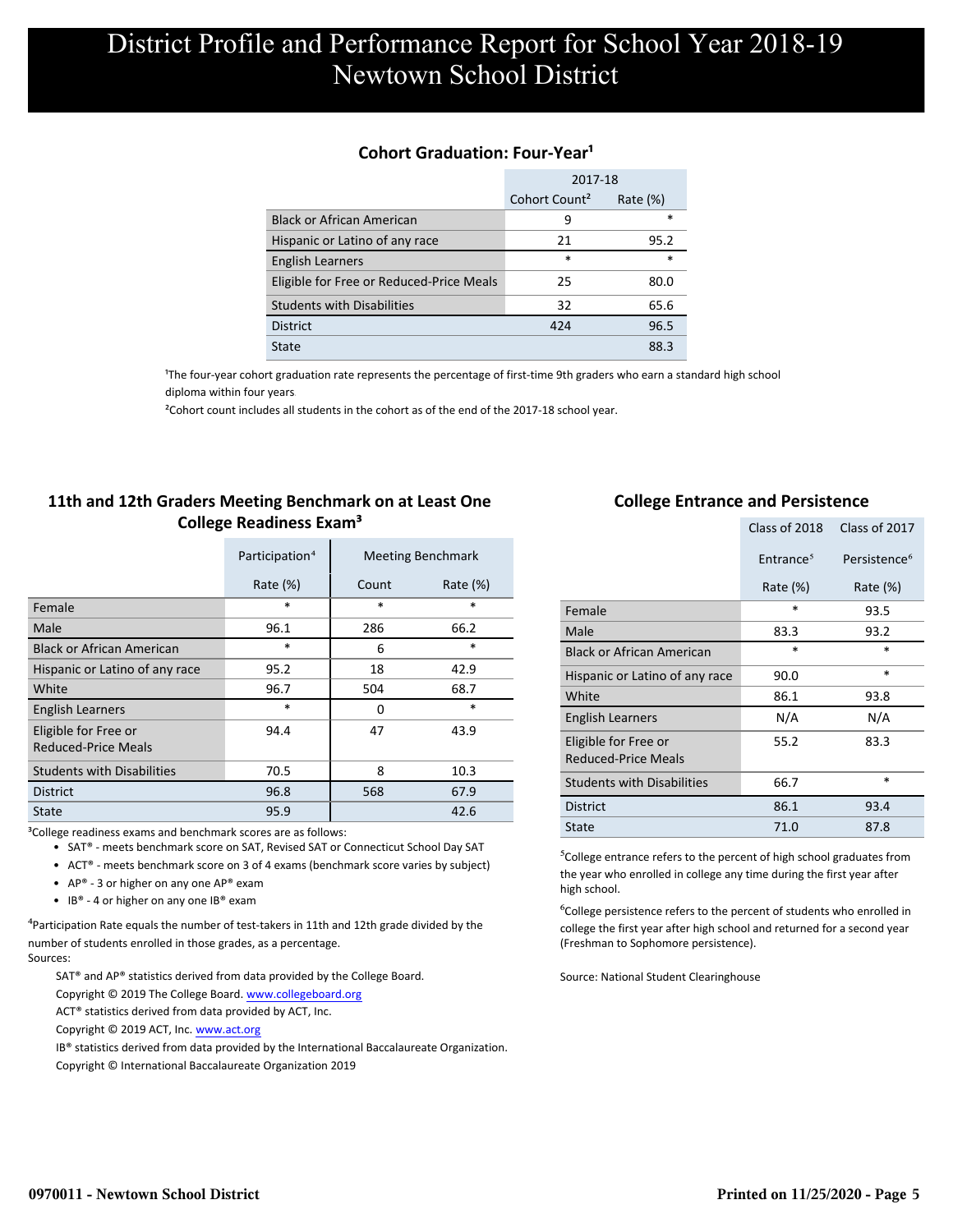# District Profile and Performance Report for School Year 2018-19
# Newtown School District

## Cohort Graduation: Four-Year[1]

| | 2017-18 | |
|---|---|---|
| | Cohort Count[2] | Rate (%) |
| Black or African American | 9 | * |
| Hispanic or Latino of any race | 21 | 95.2 |
| English Learners | * | * |
| Eligible for Free or Reduced-Price Meals | 25 | 80.0 |
| Students with Disabilities | 32 | 65.6 |
| District | 424 | 96.5 |
| State | | 88.3 |

[1]The four-year cohort graduation rate represents the percentage of first-time 9th graders who earn a standard high school diploma within four years

[2]Cohort count includes all students in the cohort as of the end of the 2017-18 school year.

## 11th and 12th Graders Meeting Benchmark on at Least One College Readiness Exam[3]

| | Participation[4] | Meeting Benchmark | |
|---|---|---|---|
| | Rate (%) | Count | Rate (%) |
| Female | * | * | * |
| Male | 96.1 | 286 | 66.2 |
| Black or African American | * | 6 | * |
| Hispanic or Latino of any race | 95.2 | 18 | 42.9 |
| White | 96.7 | 504 | 68.7 |
| English Learners | * | 0 | * |
| Eligible for Free or Reduced-Price Meals | 94.4 | 47 | 43.9 |
| Students with Disabilities | 70.5 | 8 | 10.3 |
| District | 96.8 | 568 | 67.9 |
| State | 95.9 | | 42.6 |

[3]College readiness exams and benchmark scores are as follows:

- SAT® - meets benchmark score on SAT, Revised SAT or Connecticut School Day SAT
- ACT® - meets benchmark score on 3 of 4 exams (benchmark score varies by subject)
- AP® - 3 or higher on any one AP® exam
- IB® - 4 or higher on any one IB® exam

[4]Participation Rate equals the number of test-takers in 11th and 12th grade divided by the number of students enrolled in those grades, as a percentage.

Sources:

SAT® and AP® statistics derived from data provided by the College Board.

Copyright © 2019 The College Board. www.collegeboard.org

ACT® statistics derived from data provided by ACT, Inc.

Copyright © 2019 ACT, Inc. www.act.org

IB® statistics derived from data provided by the International Baccalaureate Organization.

Copyright © International Baccalaureate Organization 2019

## College Entrance and Persistence

| | Class of 2018 | Class of 2017 |
|---|---|---|
| | Entrance[5] | Persistence[6] |
| | Rate (%) | Rate (%) |
| Female | * | 93.5 |
| Male | 83.3 | 93.2 |
| Black or African American | * | * |
| Hispanic or Latino of any race | 90.0 | * |
| White | 86.1 | 93.8 |
| English Learners | N/A | N/A |
| Eligible for Free or Reduced-Price Meals | 55.2 | 83.3 |
| Students with Disabilities | 66.7 | * |
| District | 86.1 | 93.4 |
| State | 71.0 | 87.8 |

[5]College entrance refers to the percent of high school graduates from the year who enrolled in college any time during the first year after high school.

[6]College persistence refers to the percent of students who enrolled in college the first year after high school and returned for a second year (Freshman to Sophomore persistence).

Source: National Student Clearinghouse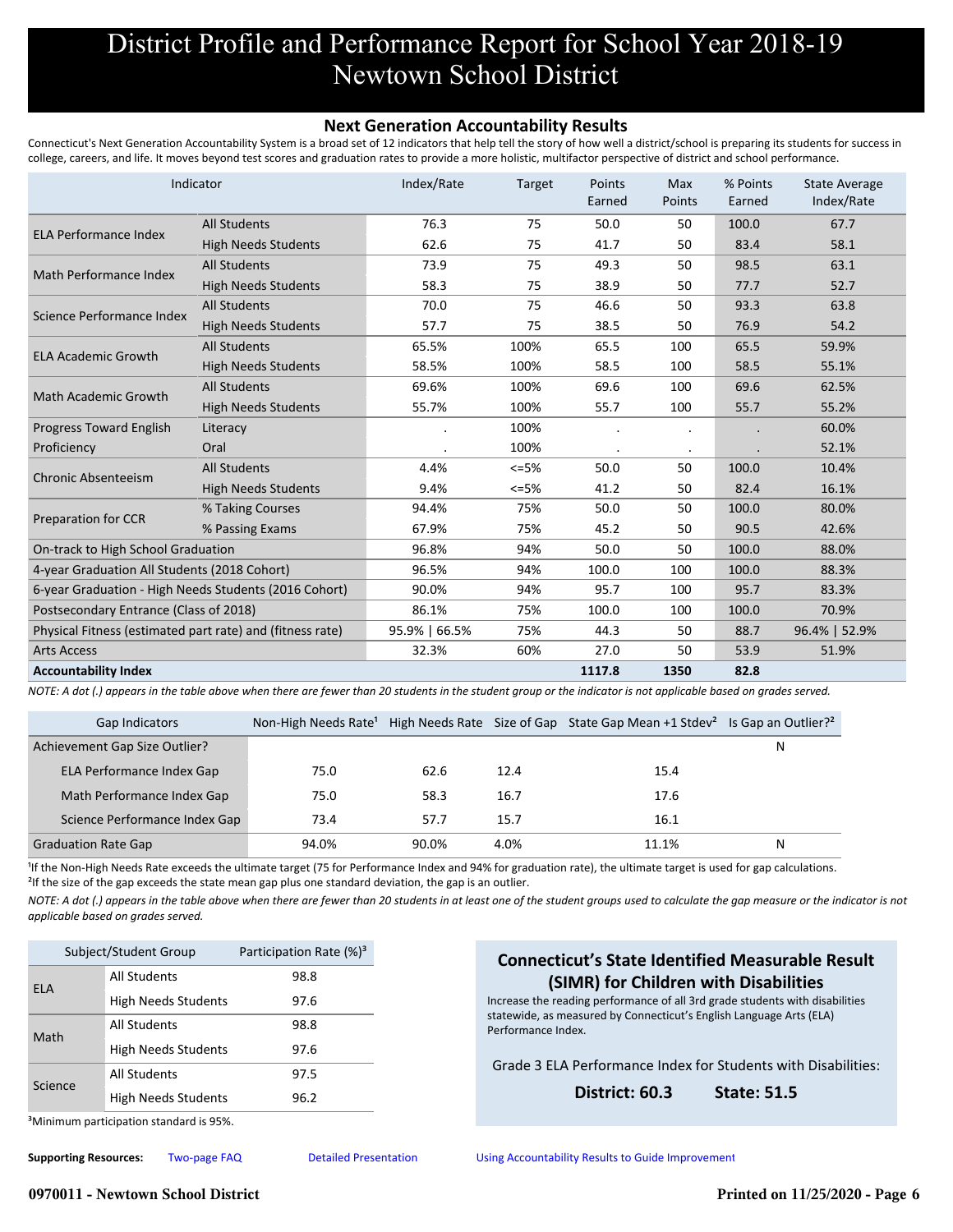# District Profile and Performance Report for School Year 2018-19
# Newtown School District

## Next Generation Accountability Results

Connecticut's Next Generation Accountability System is a broad set of 12 indicators that help tell the story of how well a district/school is preparing its students for success in college, careers, and life. It moves beyond test scores and graduation rates to provide a more holistic, multifactor perspective of district and school performance.

| Indicator | | Index/Rate | Target | Points Earned | Max Points | % Points Earned | State Average Index/Rate |
|---|---|---|---|---|---|---|---|
| ELA Performance Index | All Students | 76.3 | 75 | 50.0 | 50 | 100.0 | 67.7 |
| | High Needs Students | 62.6 | 75 | 41.7 | 50 | 83.4 | 58.1 |
| Math Performance Index | All Students | 73.9 | 75 | 49.3 | 50 | 98.5 | 63.1 |
| | High Needs Students | 58.3 | 75 | 38.9 | 50 | 77.7 | 52.7 |
| Science Performance Index | All Students | 70.0 | 75 | 46.6 | 50 | 93.3 | 63.8 |
| | High Needs Students | 57.7 | 75 | 38.5 | 50 | 76.9 | 54.2 |
| ELA Academic Growth | All Students | 65.5% | 100% | 65.5 | 100 | 65.5 | 59.9% |
| | High Needs Students | 58.5% | 100% | 58.5 | 100 | 58.5 | 55.1% |
| Math Academic Growth | All Students | 69.6% | 100% | 69.6 | 100 | 69.6 | 62.5% |
| | High Needs Students | 55.7% | 100% | 55.7 | 100 | 55.7 | 55.2% |
| Progress Toward English Proficiency | Literacy | . | 100% | . | . | . | 60.0% |
| | Oral | . | 100% | . | . | . | 52.1% |
| Chronic Absenteeism | All Students | 4.4% | <=5% | 50.0 | 50 | 100.0 | 10.4% |
| | High Needs Students | 9.4% | <=5% | 41.2 | 50 | 82.4 | 16.1% |
| Preparation for CCR | % Taking Courses | 94.4% | 75% | 50.0 | 50 | 100.0 | 80.0% |
| | % Passing Exams | 67.9% | 75% | 45.2 | 50 | 90.5 | 42.6% |
| On-track to High School Graduation | | 96.8% | 94% | 50.0 | 50 | 100.0 | 88.0% |
| 4-year Graduation All Students (2018 Cohort) | | 96.5% | 94% | 100.0 | 100 | 100.0 | 88.3% |
| 6-year Graduation - High Needs Students (2016 Cohort) | | 90.0% | 94% | 95.7 | 100 | 95.7 | 83.3% |
| Postsecondary Entrance (Class of 2018) | | 86.1% | 75% | 100.0 | 100 | 100.0 | 70.9% |
| Physical Fitness (estimated part rate) and (fitness rate) | | 95.9% \| 66.5% | 75% | 44.3 | 50 | 88.7 | 96.4% \| 52.9% |
| Arts Access | | 32.3% | 60% | 27.0 | 50 | 53.9 | 51.9% |
| **Accountability Index** | | | | **1117.8** | **1350** | **82.8** | |

*NOTE: A dot (.) appears in the table above when there are fewer than 20 students in the student group or the indicator is not applicable based on grades served.*

| Gap Indicators | Non-High Needs Rate[1] | High Needs Rate | Size of Gap | State Gap Mean +1 Stdev[2] | Is Gap an Outlier?[2] |
|---|---|---|---|---|---|
| Achievement Gap Size Outlier? | | | | | N |
| ELA Performance Index Gap | 75.0 | 62.6 | 12.4 | 15.4 | |
| Math Performance Index Gap | 75.0 | 58.3 | 16.7 | 17.6 | |
| Science Performance Index Gap | 73.4 | 57.7 | 15.7 | 16.1 | |
| Graduation Rate Gap | 94.0% | 90.0% | 4.0% | 11.1% | N |

[1]If the Non-High Needs Rate exceeds the ultimate target (75 for Performance Index and 94% for graduation rate), the ultimate target is used for gap calculations.
[2]If the size of the gap exceeds the state mean gap plus one standard deviation, the gap is an outlier.

*NOTE: A dot (.) appears in the table above when there are fewer than 20 students in at least one of the student groups used to calculate the gap measure or the indicator is not applicable based on grades served.*

| Subject/Student Group | | Participation Rate (%)[3] |
|---|---|---|
| ELA | All Students | 98.8 |
| | High Needs Students | 97.6 |
| Math | All Students | 98.8 |
| | High Needs Students | 97.6 |
| Science | All Students | 97.5 |
| | High Needs Students | 96.2 |

[3]Minimum participation standard is 95%.

### Connecticut's State Identified Measurable Result (SIMR) for Children with Disabilities

Increase the reading performance of all 3rd grade students with disabilities statewide, as measured by Connecticut's English Language Arts (ELA) Performance Index.

Grade 3 ELA Performance Index for Students with Disabilities:

**District: 60.3** **State: 51.5**

**Supporting Resources:** Two-page FAQ | Detailed Presentation | Using Accountability Results to Guide Improvement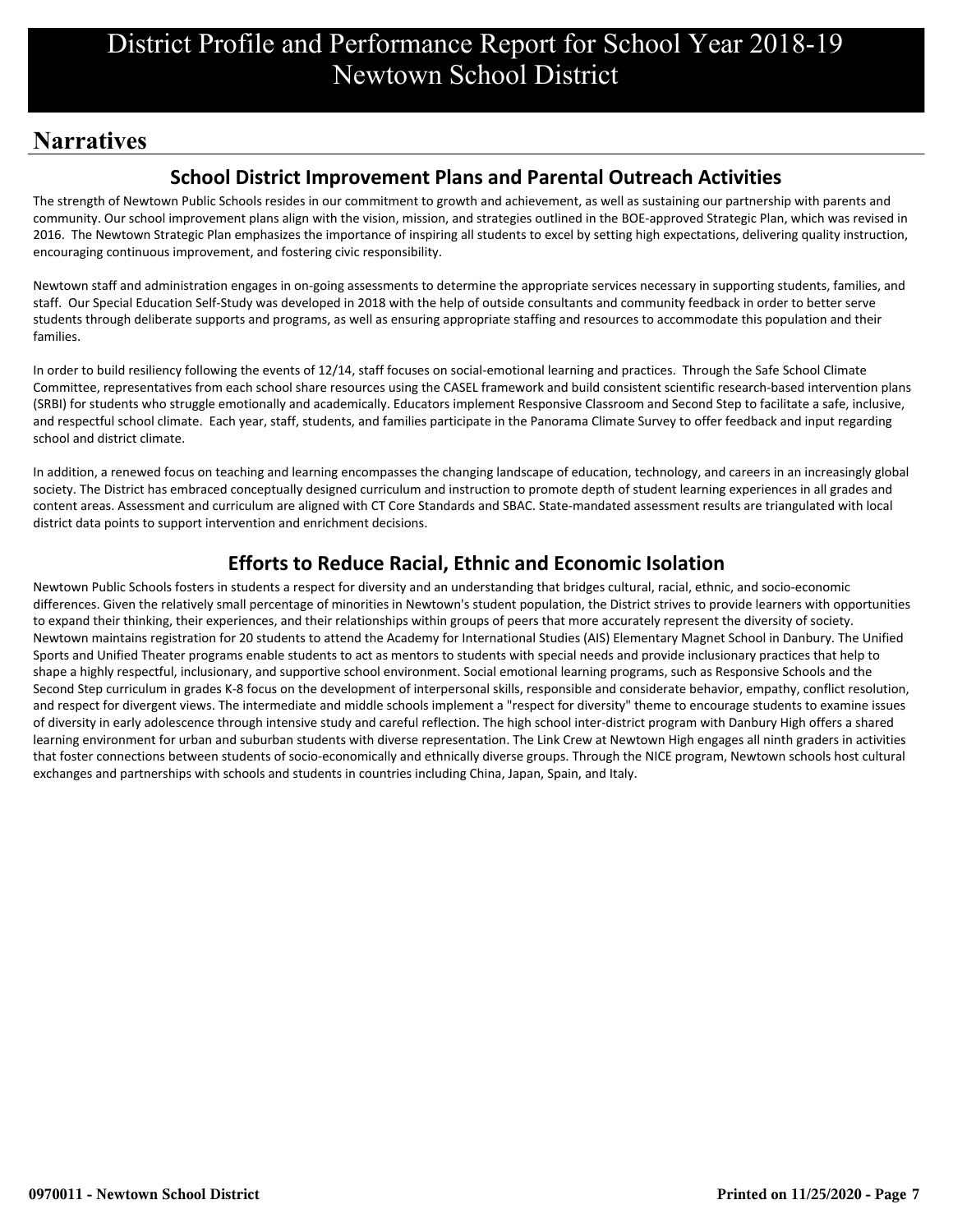# District Profile and Performance Report for School Year 2018-19
# Newtown School District

## Narratives

### School District Improvement Plans and Parental Outreach Activities

The strength of Newtown Public Schools resides in our commitment to growth and achievement, as well as sustaining our partnership with parents and community. Our school improvement plans align with the vision, mission, and strategies outlined in the BOE-approved Strategic Plan, which was revised in 2016. The Newtown Strategic Plan emphasizes the importance of inspiring all students to excel by setting high expectations, delivering quality instruction, encouraging continuous improvement, and fostering civic responsibility.

Newtown staff and administration engages in on-going assessments to determine the appropriate services necessary in supporting students, families, and staff. Our Special Education Self-Study was developed in 2018 with the help of outside consultants and community feedback in order to better serve students through deliberate supports and programs, as well as ensuring appropriate staffing and resources to accommodate this population and their families.

In order to build resiliency following the events of 12/14, staff focuses on social-emotional learning and practices. Through the Safe School Climate Committee, representatives from each school share resources using the CASEL framework and build consistent scientific research-based intervention plans (SRBI) for students who struggle emotionally and academically. Educators implement Responsive Classroom and Second Step to facilitate a safe, inclusive, and respectful school climate. Each year, staff, students, and families participate in the Panorama Climate Survey to offer feedback and input regarding school and district climate.

In addition, a renewed focus on teaching and learning encompasses the changing landscape of education, technology, and careers in an increasingly global society. The District has embraced conceptually designed curriculum and instruction to promote depth of student learning experiences in all grades and content areas. Assessment and curriculum are aligned with CT Core Standards and SBAC. State-mandated assessment results are triangulated with local district data points to support intervention and enrichment decisions.

### Efforts to Reduce Racial, Ethnic and Economic Isolation

Newtown Public Schools fosters in students a respect for diversity and an understanding that bridges cultural, racial, ethnic, and socio-economic differences. Given the relatively small percentage of minorities in Newtown's student population, the District strives to provide learners with opportunities to expand their thinking, their experiences, and their relationships within groups of peers that more accurately represent the diversity of society. Newtown maintains registration for 20 students to attend the Academy for International Studies (AIS) Elementary Magnet School in Danbury. The Unified Sports and Unified Theater programs enable students to act as mentors to students with special needs and provide inclusionary practices that help to shape a highly respectful, inclusionary, and supportive school environment. Social emotional learning programs, such as Responsive Schools and the Second Step curriculum in grades K-8 focus on the development of interpersonal skills, responsible and considerate behavior, empathy, conflict resolution, and respect for divergent views. The intermediate and middle schools implement a "respect for diversity" theme to encourage students to examine issues of diversity in early adolescence through intensive study and careful reflection. The high school inter-district program with Danbury High offers a shared learning environment for urban and suburban students with diverse representation. The Link Crew at Newtown High engages all ninth graders in activities that foster connections between students of socio-economically and ethnically diverse groups. Through the NICE program, Newtown schools host cultural exchanges and partnerships with schools and students in countries including China, Japan, Spain, and Italy.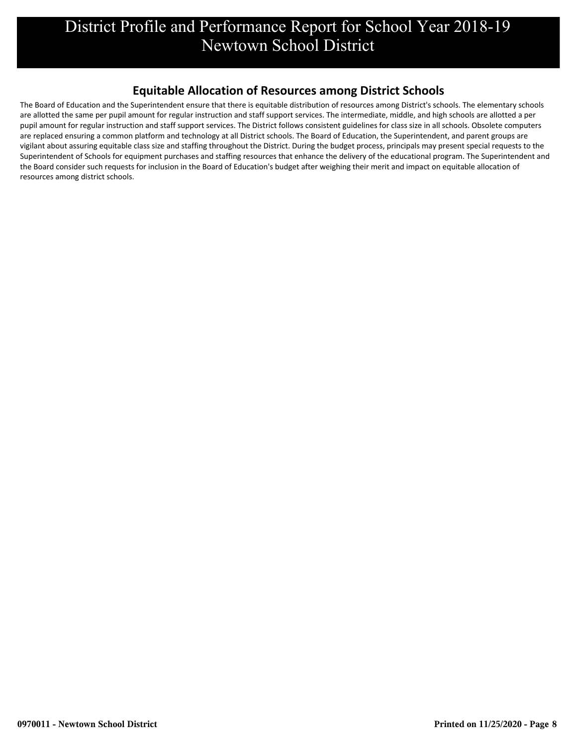## Equitable Allocation of Resources among District Schools

The Board of Education and the Superintendent ensure that there is equitable distribution of resources among District's schools. The elementary schools are allotted the same per pupil amount for regular instruction and staff support services. The intermediate, middle, and high schools are allotted a per pupil amount for regular instruction and staff support services. The District follows consistent guidelines for class size in all schools. Obsolete computers are replaced ensuring a common platform and technology at all District schools. The Board of Education, the Superintendent, and parent groups are vigilant about assuring equitable class size and staffing throughout the District. During the budget process, principals may present special requests to the Superintendent of Schools for equipment purchases and staffing resources that enhance the delivery of the educational program. The Superintendent and the Board consider such requests for inclusion in the Board of Education's budget after weighing their merit and impact on equitable allocation of resources among district schools.